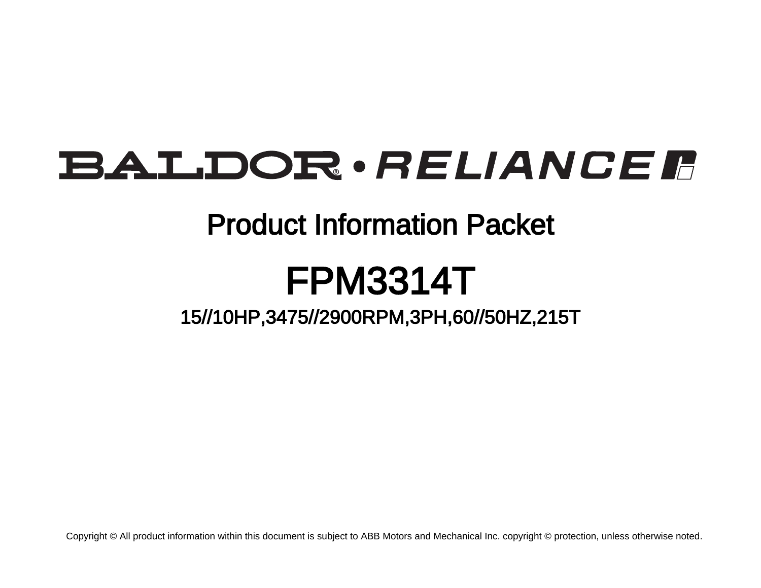BALDOR® • RELIANCE

# Product Information Packet

# FPM3314T

## 15//10HP,3475//2900RPM,3PH,60//50HZ,215T

Copyright © All product information within this document is subject to ABB Motors and Mechanical Inc. copyright © protection, unless otherwise noted.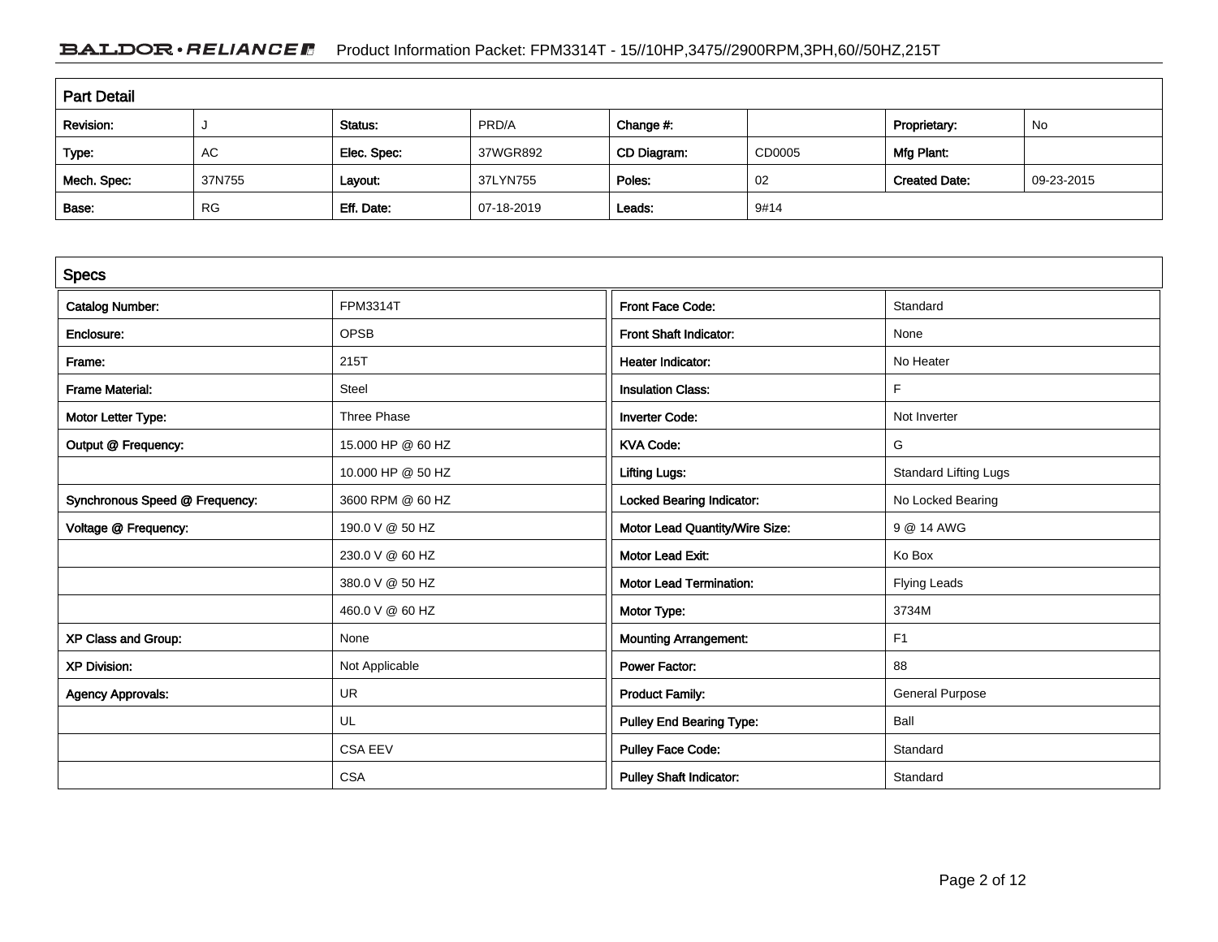## Part Detail

| | | | | | | | |
|---|---|---|---|---|---|---|---|
| **Revision:** | J | **Status:** | PRD/A | **Change #:** | | **Proprietary:** | No |
| **Type:** | AC | **Elec. Spec:** | 37WGR892 | **CD Diagram:** | CD0005 | **Mfg Plant:** | |
| **Mech. Spec:** | 37N755 | **Layout:** | 37LYN755 | **Poles:** | 02 | **Created Date:** | 09-23-2015 |
| **Base:** | RG | **Eff. Date:** | 07-18-2019 | **Leads:** | 9#14 | | |

## Specs

| | | | |
|---|---|---|---|
| **Catalog Number:** | FPM3314T | **Front Face Code:** | Standard |
| **Enclosure:** | OPSB | **Front Shaft Indicator:** | None |
| **Frame:** | 215T | **Heater Indicator:** | No Heater |
| **Frame Material:** | Steel | **Insulation Class:** | F |
| **Motor Letter Type:** | Three Phase | **Inverter Code:** | Not Inverter |
| **Output @ Frequency:** | 15.000 HP @ 60 HZ | **KVA Code:** | G |
| | 10.000 HP @ 50 HZ | **Lifting Lugs:** | Standard Lifting Lugs |
| **Synchronous Speed @ Frequency:** | 3600 RPM @ 60 HZ | **Locked Bearing Indicator:** | No Locked Bearing |
| **Voltage @ Frequency:** | 190.0 V @ 50 HZ | **Motor Lead Quantity/Wire Size:** | 9 @ 14 AWG |
| | 230.0 V @ 60 HZ | **Motor Lead Exit:** | Ko Box |
| | 380.0 V @ 50 HZ | **Motor Lead Termination:** | Flying Leads |
| | 460.0 V @ 60 HZ | **Motor Type:** | 3734M |
| **XP Class and Group:** | None | **Mounting Arrangement:** | F1 |
| **XP Division:** | Not Applicable | **Power Factor:** | 88 |
| **Agency Approvals:** | UR | **Product Family:** | General Purpose |
| | UL | **Pulley End Bearing Type:** | Ball |
| | CSA EEV | **Pulley Face Code:** | Standard |
| | CSA | **Pulley Shaft Indicator:** | Standard |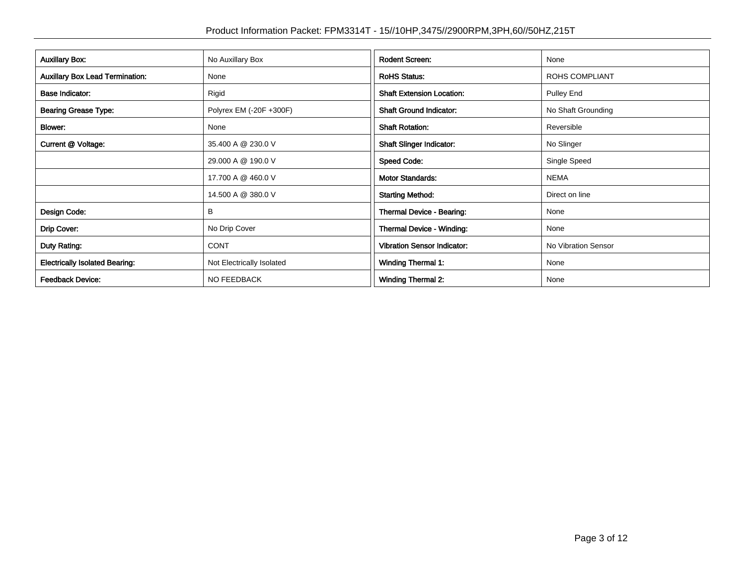| | |
|---|---|
| **Auxillary Box:** | No Auxillary Box |
| **Auxillary Box Lead Termination:** | None |
| **Base Indicator:** | Rigid |
| **Bearing Grease Type:** | Polyrex EM (-20F +300F) |
| **Blower:** | None |
| **Current @ Voltage:** | 35.400 A @ 230.0 V |
| | 29.000 A @ 190.0 V |
| | 17.700 A @ 460.0 V |
| | 14.500 A @ 380.0 V |
| **Design Code:** | B |
| **Drip Cover:** | No Drip Cover |
| **Duty Rating:** | CONT |
| **Electrically Isolated Bearing:** | Not Electrically Isolated |
| **Feedback Device:** | NO FEEDBACK |

| | |
|---|---|
| **Rodent Screen:** | None |
| **RoHS Status:** | ROHS COMPLIANT |
| **Shaft Extension Location:** | Pulley End |
| **Shaft Ground Indicator:** | No Shaft Grounding |
| **Shaft Rotation:** | Reversible |
| **Shaft Slinger Indicator:** | No Slinger |
| **Speed Code:** | Single Speed |
| **Motor Standards:** | NEMA |
| **Starting Method:** | Direct on line |
| **Thermal Device - Bearing:** | None |
| **Thermal Device - Winding:** | None |
| **Vibration Sensor Indicator:** | No Vibration Sensor |
| **Winding Thermal 1:** | None |
| **Winding Thermal 2:** | None |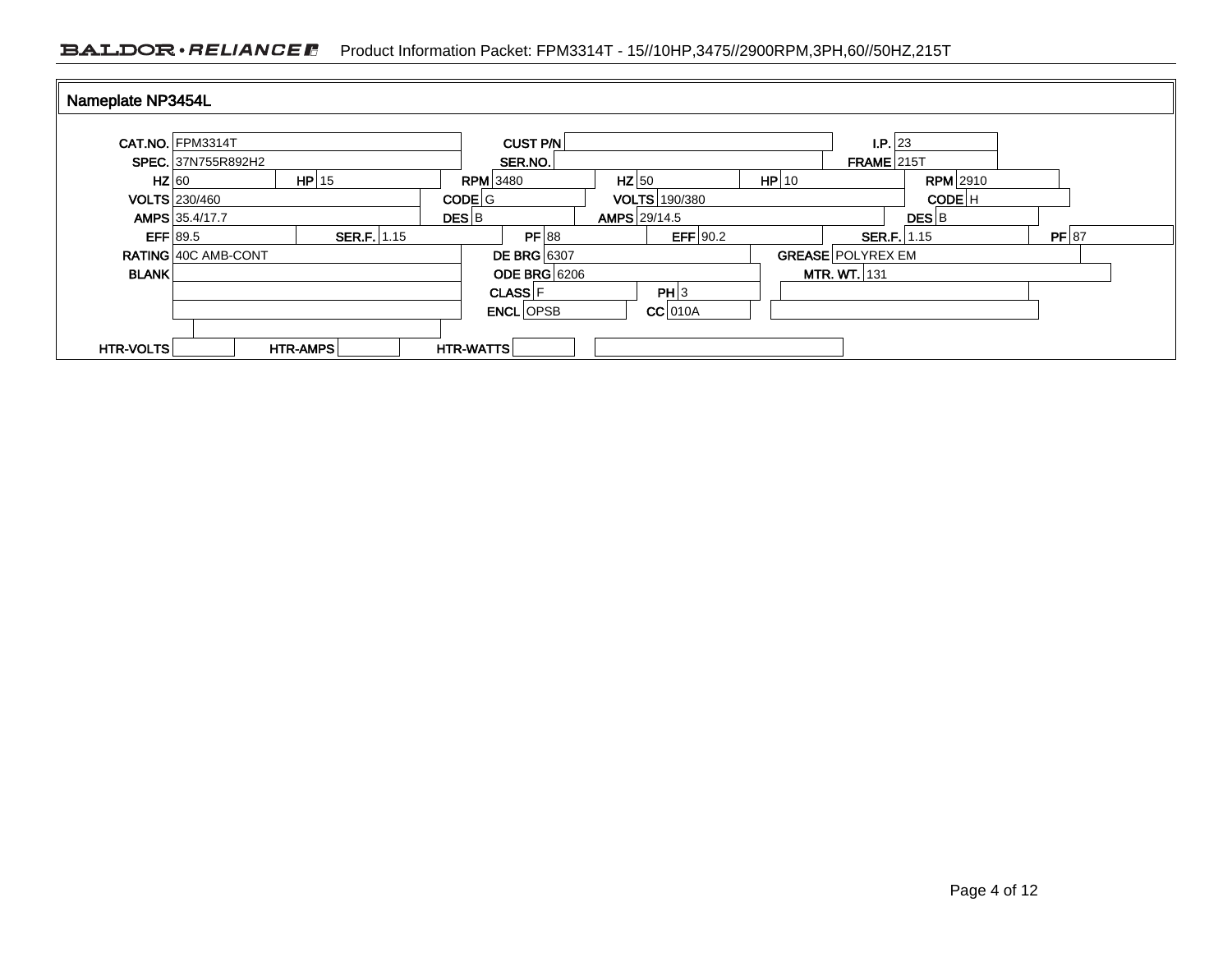## Nameplate NP3454L

| Field | Value | Field | Value | Field | Value |
|---|---|---|---|---|---|
| CAT.NO. | FPM3314T | CUST P/N | | I.P. | 23 |
| SPEC. | 37N755R892H2 | SER.NO. | | FRAME | 215T |

| Field | Value | Field | Value | Field | Value | Field | Value | Field | Value | Field | Value |
|---|---|---|---|---|---|---|---|---|---|---|---|
| HZ | 60 | HP | 15 | RPM | 3480 | HZ | 50 | HP | 10 | RPM | 2910 |
| VOLTS | 230/460 | | | CODE | G | VOLTS | 190/380 | | | CODE | H |
| AMPS | 35.4/17.7 | | | DES | B | AMPS | 29/14.5 | | | DES | B |
| EFF | 89.5 | SER.F. | 1.15 | PF | 88 | EFF | 90.2 | SER.F. | 1.15 | PF | 87 |

| Field | Value | Field | Value | Field | Value |
|---|---|---|---|---|---|
| RATING | 40C AMB-CONT | DE BRG | 6307 | GREASE | POLYREX EM |
| BLANK | | ODE BRG | 6206 | MTR. WT. | 131 |
| | | CLASS | F | PH | 3 |
| | | ENCL | OPSB | CC | 010A |

| Field | Value | Field | Value | Field | Value |
|---|---|---|---|---|---|
| HTR-VOLTS | | HTR-AMPS | | HTR-WATTS | |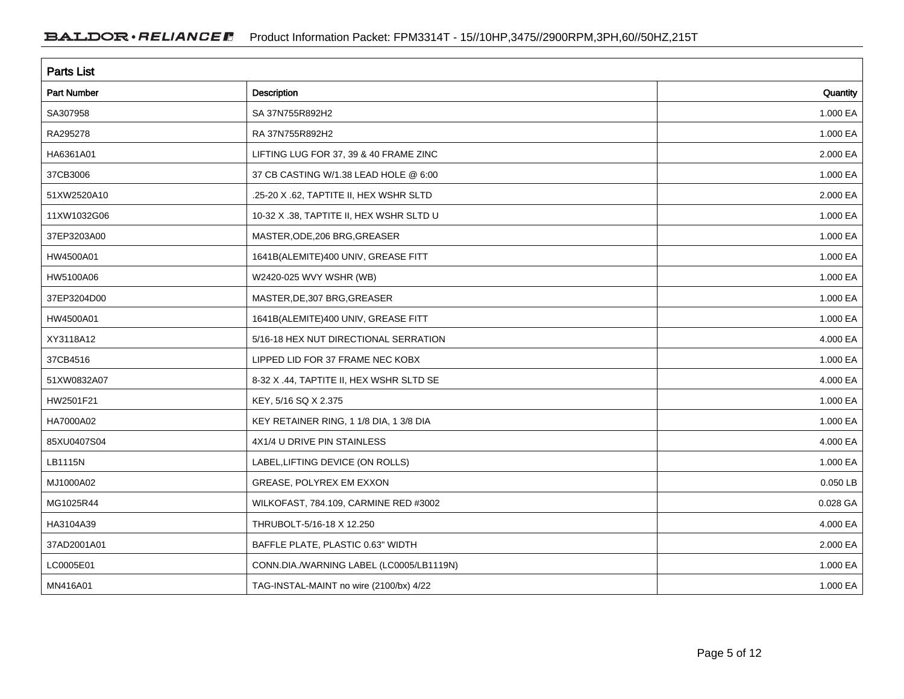## Parts List

| Part Number | Description | Quantity |
| --- | --- | --- |
| SA307958 | SA 37N755R892H2 | 1.000 EA |
| RA295278 | RA 37N755R892H2 | 1.000 EA |
| HA6361A01 | LIFTING LUG FOR 37, 39 & 40 FRAME ZINC | 2.000 EA |
| 37CB3006 | 37 CB CASTING W/1.38 LEAD HOLE @ 6:00 | 1.000 EA |
| 51XW2520A10 | .25-20 X .62, TAPTITE II, HEX WSHR SLTD | 2.000 EA |
| 11XW1032G06 | 10-32 X .38, TAPTITE II, HEX WSHR SLTD U | 1.000 EA |
| 37EP3203A00 | MASTER,ODE,206 BRG,GREASER | 1.000 EA |
| HW4500A01 | 1641B(ALEMITE)400 UNIV, GREASE FITT | 1.000 EA |
| HW5100A06 | W2420-025 WVY WSHR (WB) | 1.000 EA |
| 37EP3204D00 | MASTER,DE,307 BRG,GREASER | 1.000 EA |
| HW4500A01 | 1641B(ALEMITE)400 UNIV, GREASE FITT | 1.000 EA |
| XY3118A12 | 5/16-18 HEX NUT DIRECTIONAL SERRATION | 4.000 EA |
| 37CB4516 | LIPPED LID FOR 37 FRAME NEC KOBX | 1.000 EA |
| 51XW0832A07 | 8-32 X .44, TAPTITE II, HEX WSHR SLTD SE | 4.000 EA |
| HW2501F21 | KEY, 5/16 SQ X 2.375 | 1.000 EA |
| HA7000A02 | KEY RETAINER RING, 1 1/8 DIA, 1 3/8 DIA | 1.000 EA |
| 85XU0407S04 | 4X1/4 U DRIVE PIN STAINLESS | 4.000 EA |
| LB1115N | LABEL,LIFTING DEVICE (ON ROLLS) | 1.000 EA |
| MJ1000A02 | GREASE, POLYREX EM EXXON | 0.050 LB |
| MG1025R44 | WILKOFAST, 784.109, CARMINE RED #3002 | 0.028 GA |
| HA3104A39 | THRUBOLT-5/16-18 X 12.250 | 4.000 EA |
| 37AD2001A01 | BAFFLE PLATE, PLASTIC 0.63" WIDTH | 2.000 EA |
| LC0005E01 | CONN.DIA./WARNING LABEL (LC0005/LB1119N) | 1.000 EA |
| MN416A01 | TAG-INSTAL-MAINT no wire (2100/bx) 4/22 | 1.000 EA |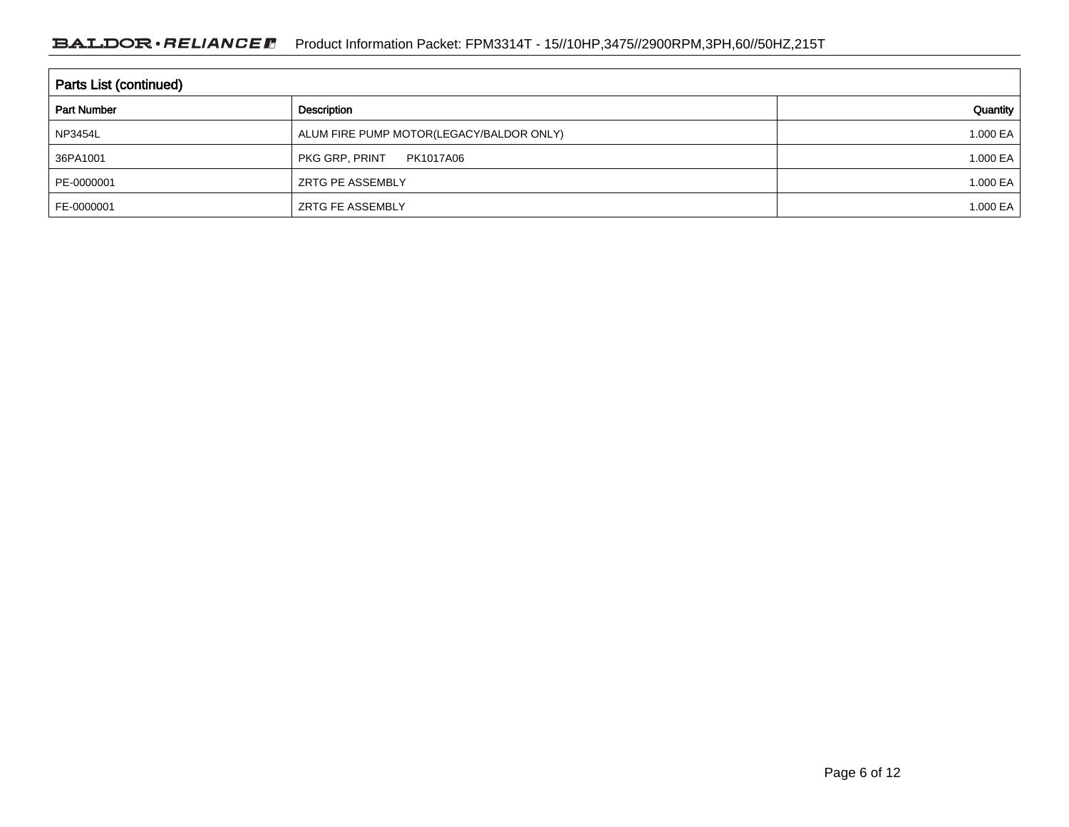## Parts List (continued)

| Part Number | Description | Quantity |
| --- | --- | --- |
| NP3454L | ALUM FIRE PUMP MOTOR(LEGACY/BALDOR ONLY) | 1.000 EA |
| 36PA1001 | PKG GRP, PRINT PK1017A06 | 1.000 EA |
| PE-0000001 | ZRTG PE ASSEMBLY | 1.000 EA |
| FE-0000001 | ZRTG FE ASSEMBLY | 1.000 EA |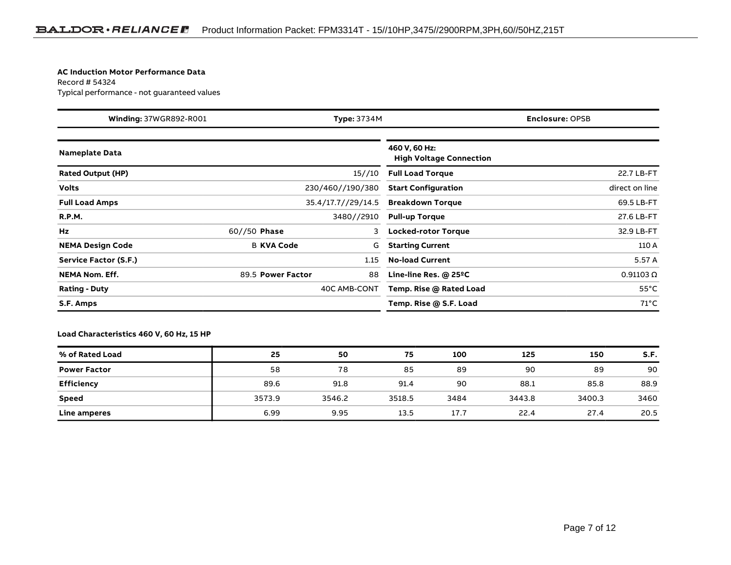**AC Induction Motor Performance Data**

Record # 54324

Typical performance - not guaranteed values

| **Winding:** 37WGR892-R001 | **Type:** 3734M | **Enclosure:** OPSB |
|---|---|---|

| **Nameplate Data** | | | | **460 V, 60 Hz: High Voltage Connection** | |
|---|---|---|---|---|---|
| **Rated Output (HP)** | | | 15//10 | **Full Load Torque** | 22.7 LB-FT |
| **Volts** | | | 230/460//190/380 | **Start Configuration** | direct on line |
| **Full Load Amps** | | | 35.4/17.7//29/14.5 | **Breakdown Torque** | 69.5 LB-FT |
| **R.P.M.** | | | 3480//2910 | **Pull-up Torque** | 27.6 LB-FT |
| **Hz** | 60//50 | **Phase** | 3 | **Locked-rotor Torque** | 32.9 LB-FT |
| **NEMA Design Code** | B | **KVA Code** | G | **Starting Current** | 110 A |
| **Service Factor (S.F.)** | | | 1.15 | **No-load Current** | 5.57 A |
| **NEMA Nom. Eff.** | 89.5 | **Power Factor** | 88 | **Line-line Res. @ 25ºC** | 0.91103 Ω |
| **Rating - Duty** | | | 40C AMB-CONT | **Temp. Rise @ Rated Load** | 55°C |
| **S.F. Amps** | | | | **Temp. Rise @ S.F. Load** | 71°C |

**Load Characteristics 460 V, 60 Hz, 15 HP**

| % of Rated Load | 25 | 50 | 75 | 100 | 125 | 150 | S.F. |
|---|---|---|---|---|---|---|---|
| **Power Factor** | 58 | 78 | 85 | 89 | 90 | 89 | 90 |
| **Efficiency** | 89.6 | 91.8 | 91.4 | 90 | 88.1 | 85.8 | 88.9 |
| **Speed** | 3573.9 | 3546.2 | 3518.5 | 3484 | 3443.8 | 3400.3 | 3460 |
| **Line amperes** | 6.99 | 9.95 | 13.5 | 17.7 | 22.4 | 27.4 | 20.5 |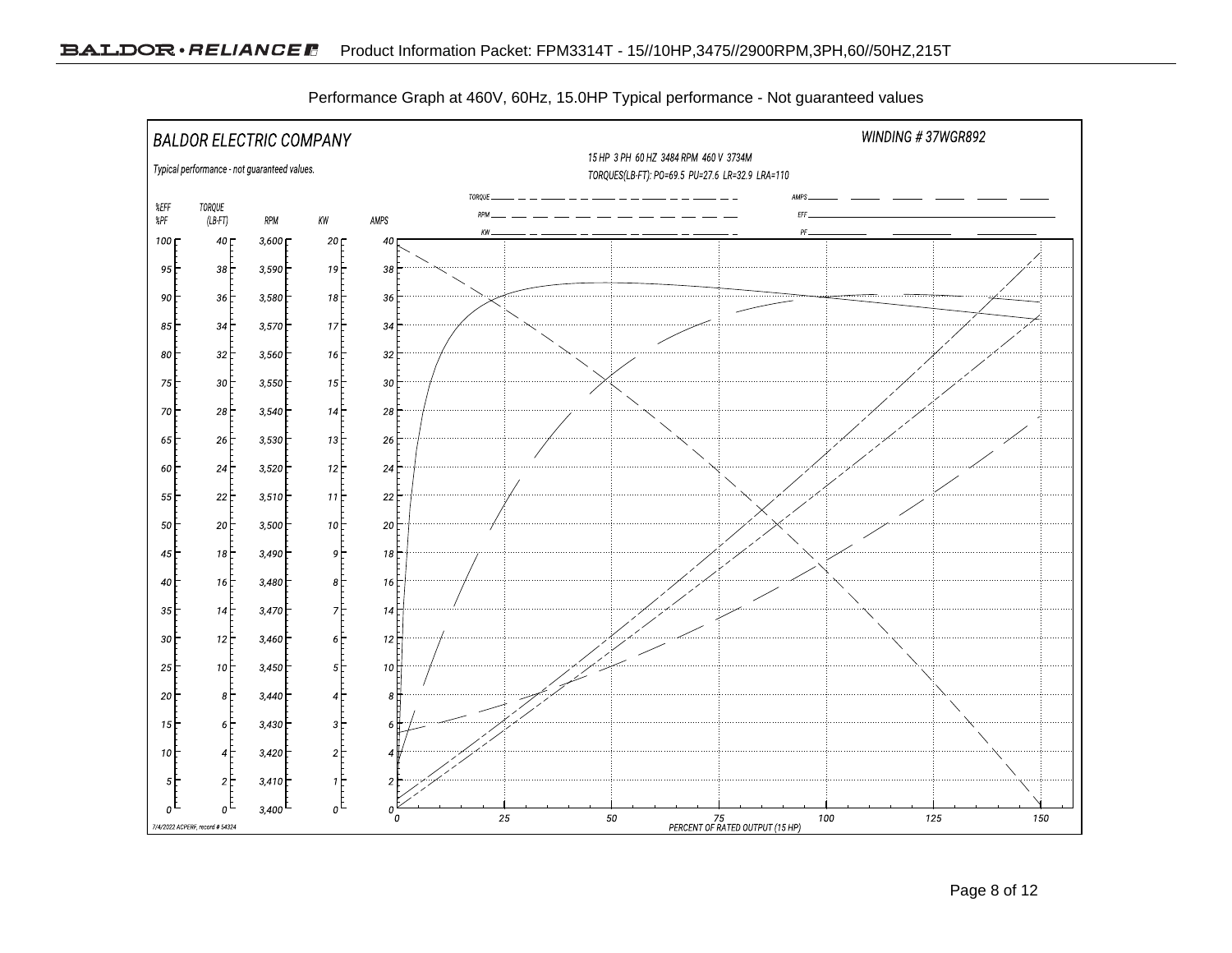Performance Graph at 460V, 60Hz, 15.0HP Typical performance - Not guaranteed values

BALDOR ELECTRIC COMPANY

Typical performance - not guaranteed values.

WINDING # 37WGR892

15 HP 3 PH 60 HZ 3484 RPM 460 V 3734M

TORQUES(LB-FT): PO=69.5 PU=27.6 LR=32.9 LRA=110

TORQUE

RPM

KW

AMPS

EFF

PF

%EFF %PF: 100, 95, 90, 85, 80, 75, 70, 65, 60, 55, 50, 45, 40, 35, 30, 25, 20, 15, 10, 5, 0

TORQUE (LB-FT): 40, 38, 36, 34, 32, 30, 28, 26, 24, 22, 20, 18, 16, 14, 12, 10, 8, 6, 4, 2, 0

RPM: 3,600, 3,590, 3,580, 3,570, 3,560, 3,550, 3,540, 3,530, 3,520, 3,510, 3,500, 3,490, 3,480, 3,470, 3,460, 3,450, 3,440, 3,430, 3,420, 3,410, 3,400

KW: 20, 19, 18, 17, 16, 15, 14, 13, 12, 11, 10, 9, 8, 7, 6, 5, 4, 3, 2, 1, 0

AMPS: 40, 38, 36, 34, 32, 30, 28, 26, 24, 22, 20, 18, 16, 14, 12, 10, 8, 6, 4, 2, 0

0, 25, 50, 75, 100, 125, 150

PERCENT OF RATED OUTPUT (15 HP)

7/4/2022 ACPERF, record # 54324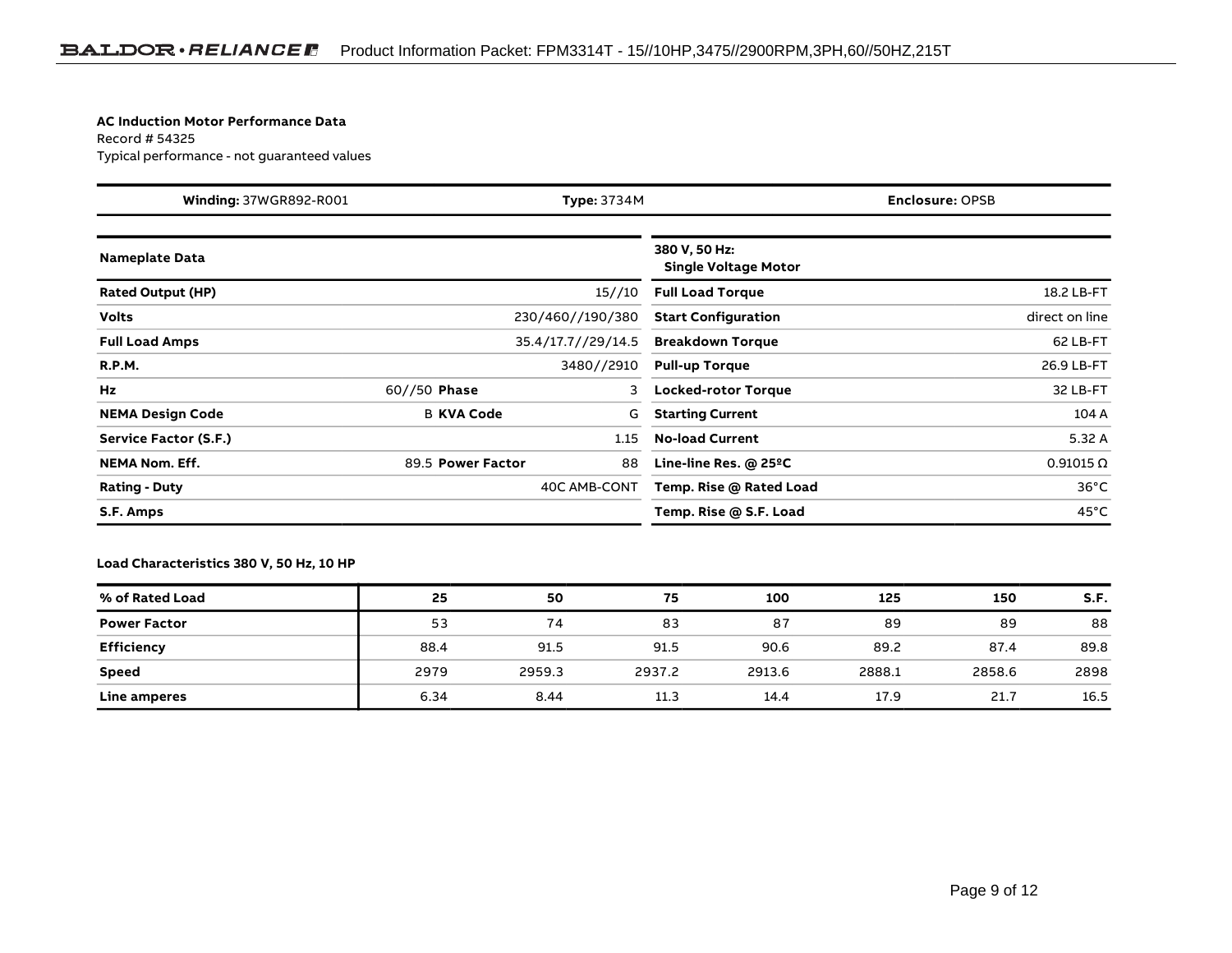**AC Induction Motor Performance Data**
Record # 54325
Typical performance - not guaranteed values

| **Winding:** 37WGR892-R001 | **Type:** 3734M | **Enclosure:** OPSB |
|---|---|---|

| **Nameplate Data** | | | | **380 V, 50 Hz: Single Voltage Motor** | |
|---|---|---|---|---|---|
| **Rated Output (HP)** | | | 15//10 | **Full Load Torque** | 18.2 LB-FT |
| **Volts** | | | 230/460//190/380 | **Start Configuration** | direct on line |
| **Full Load Amps** | | | 35.4/17.7//29/14.5 | **Breakdown Torque** | 62 LB-FT |
| **R.P.M.** | | | 3480//2910 | **Pull-up Torque** | 26.9 LB-FT |
| **Hz** | 60//50 | **Phase** | 3 | **Locked-rotor Torque** | 32 LB-FT |
| **NEMA Design Code** | B | **KVA Code** | G | **Starting Current** | 104 A |
| **Service Factor (S.F.)** | | | 1.15 | **No-load Current** | 5.32 A |
| **NEMA Nom. Eff.** | 89.5 | **Power Factor** | 88 | **Line-line Res. @ 25ºC** | 0.91015 Ω |
| **Rating - Duty** | | | 40C AMB-CONT | **Temp. Rise @ Rated Load** | 36°C |
| **S.F. Amps** | | | | **Temp. Rise @ S.F. Load** | 45°C |

**Load Characteristics 380 V, 50 Hz, 10 HP**

| % of Rated Load | 25 | 50 | 75 | 100 | 125 | 150 | S.F. |
|---|---|---|---|---|---|---|---|
| **Power Factor** | 53 | 74 | 83 | 87 | 89 | 89 | 88 |
| **Efficiency** | 88.4 | 91.5 | 91.5 | 90.6 | 89.2 | 87.4 | 89.8 |
| **Speed** | 2979 | 2959.3 | 2937.2 | 2913.6 | 2888.1 | 2858.6 | 2898 |
| **Line amperes** | 6.34 | 8.44 | 11.3 | 14.4 | 17.9 | 21.7 | 16.5 |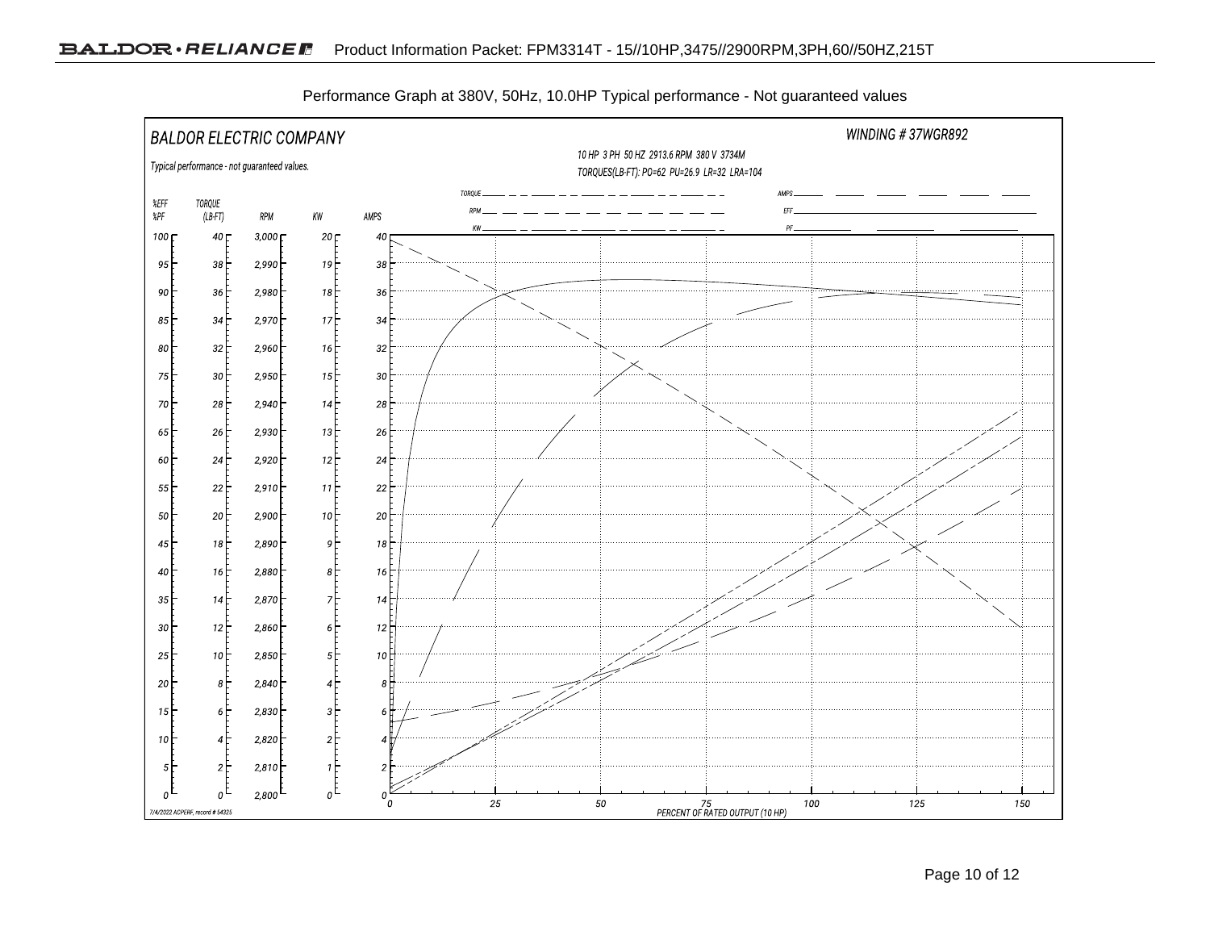Performance Graph at 380V, 50Hz, 10.0HP Typical performance - Not guaranteed values

BALDOR ELECTRIC COMPANY

WINDING # 37WGR892

Typical performance - not guaranteed values.

10 HP 3 PH 50 HZ 2913.6 RPM 380 V 3734M

TORQUES(LB-FT): PO=62 PU=26.9 LR=32 LRA=104

TORQUE

RPM

KW

AMPS

EFF

PF

%EFF %PF

TORQUE (LB-FT)

RPM

KW

AMPS

100 95 90 85 80 75 70 65 60 55 50 45 40 35 30 25 20 15 10 5 0

40 38 36 34 32 30 28 26 24 22 20 18 16 14 12 10 8 6 4 2 0

3,000 2,990 2,980 2,970 2,960 2,950 2,940 2,930 2,920 2,910 2,900 2,890 2,880 2,870 2,860 2,850 2,840 2,830 2,820 2,810 2,800

20 19 18 17 16 15 14 13 12 11 10 9 8 7 6 5 4 3 2 1 0

40 38 36 34 32 30 28 26 24 22 20 18 16 14 12 10 8 6 4 2 0

0 25 50 75 100 125 150

PERCENT OF RATED OUTPUT (10 HP)

7/4/2022 ACPERF, record # 54325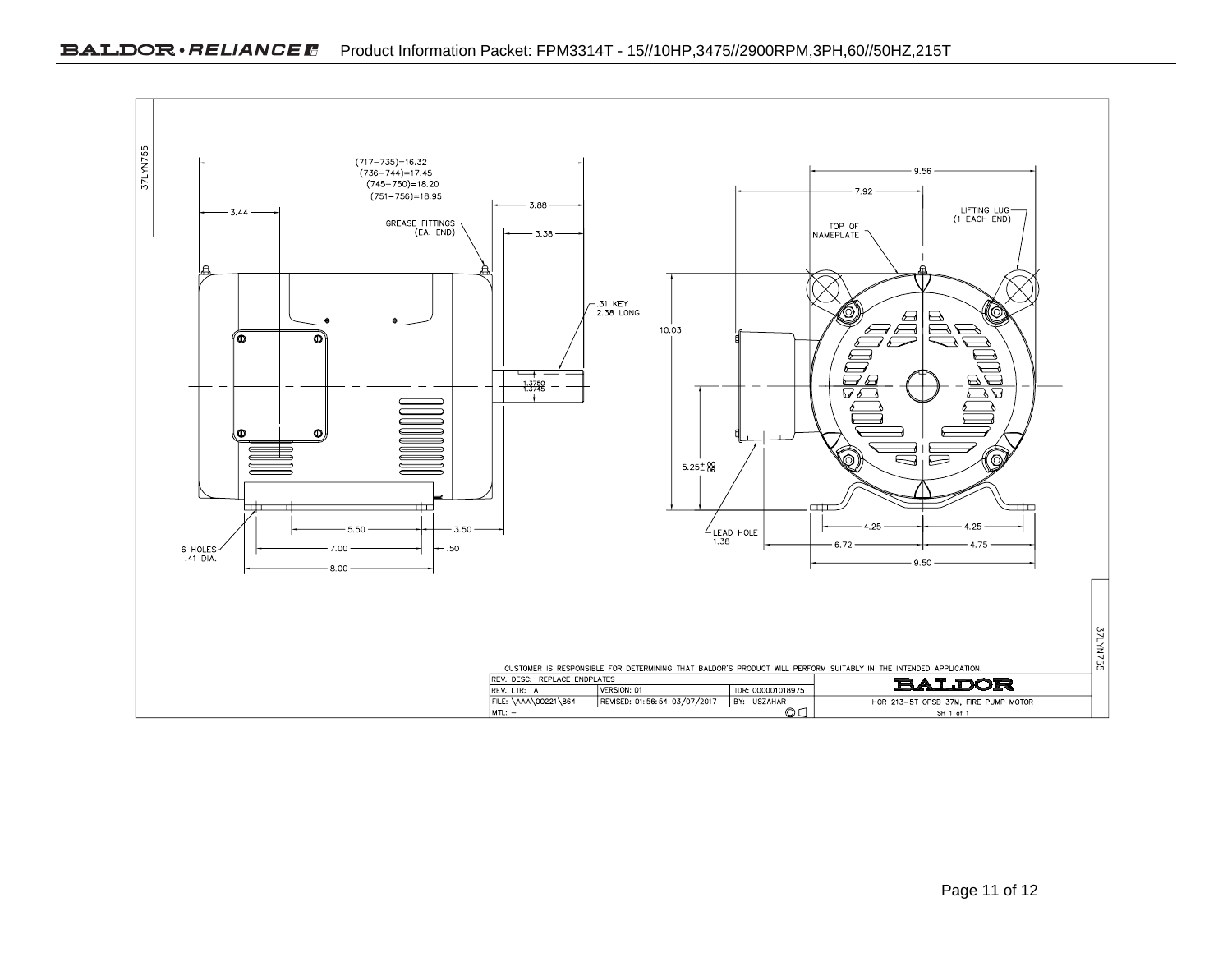37LYN755

(717–735)=16.32
(736–744)=17.45
(745–750)=18.20
(751–756)=18.95

3.44

3.88

3.38

GREASE FITTINGS (EA. END)

.31 KEY 2.38 LONG

1.3750
1.3745

5.50

3.50

6 HOLES .41 DIA.

7.00

.50

8.00

9.56

7.92

TOP OF NAMEPLATE

LIFTING LUG (1 EACH END)

10.03

$5.25^{+.00}_{-.06}$

LEAD HOLE 1.38

4.25

4.25

6.72

4.75

9.50

37LYN755

CUSTOMER IS RESPONSIBLE FOR DETERMINING THAT BALDOR'S PRODUCT WILL PERFORM SUITABLY IN THE INTENDED APPLICATION.

| REV. DESC: REPLACE ENDPLATES | | | BALDOR |
|---|---|---|---|
| REV. LTR: A | VERSION: 01 | TDR: 000001018975 | |
| FILE: \AAA\00221\864 | REVISED: 01:56:54 03/07/2017 | BY: USZAHAR | HOR 213-5T OPSB 37M, FIRE PUMP MOTOR |
| MTL: – | | | SH 1 of 1 |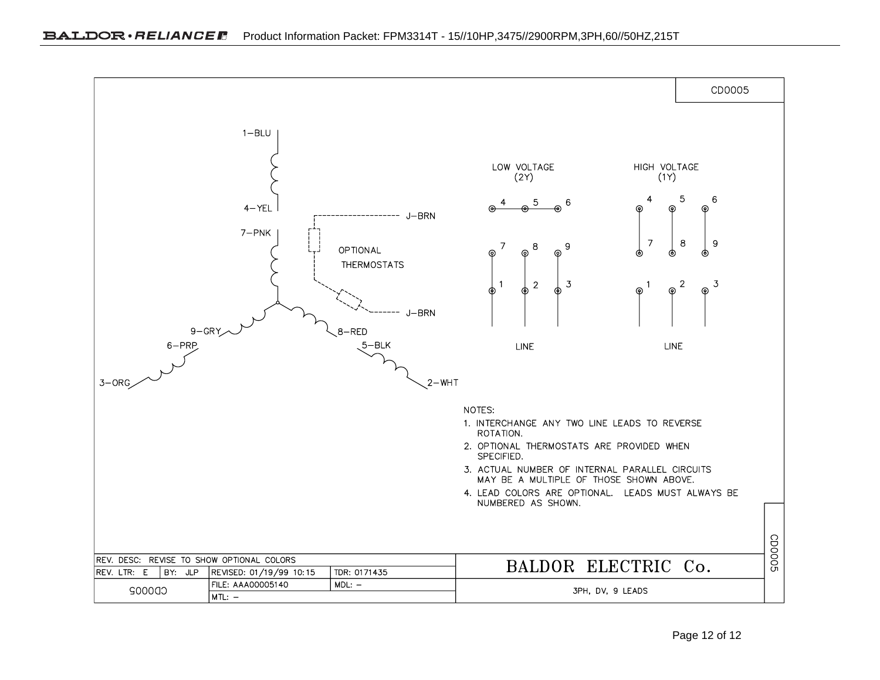CD0005

1–BLU

4–YEL

7–PNK

J–BRN

OPTIONAL

THERMOSTATS

J–BRN

9–GRY

8–RED

6–PRP

5–BLK

3–ORG

2–WHT

LOW VOLTAGE
(2Y)

4 5 6

7 8 9

1 2 3

LINE

HIGH VOLTAGE
(1Y)

4 5 6

7 8 9

1 2 3

LINE

NOTES:

1. INTERCHANGE ANY TWO LINE LEADS TO REVERSE ROTATION.
2. OPTIONAL THERMOSTATS ARE PROVIDED WHEN SPECIFIED.
3. ACTUAL NUMBER OF INTERNAL PARALLEL CIRCUITS MAY BE A MULTIPLE OF THOSE SHOWN ABOVE.
4. LEAD COLORS ARE OPTIONAL. LEADS MUST ALWAYS BE NUMBERED AS SHOWN.

| | | | | |
|---|---|---|---|---|
| REV. DESC: REVISE TO SHOW OPTIONAL COLORS | | | | BALDOR ELECTRIC Co. |
| REV. LTR: E | BY: JLP | REVISED: 01/19/99 10:15 | TDR: 0171435 | |
| CD0005 | | FILE: AAA00005140 | MDL: – | 3PH, DV, 9 LEADS |
| | | MTL: – | | |

CD0005